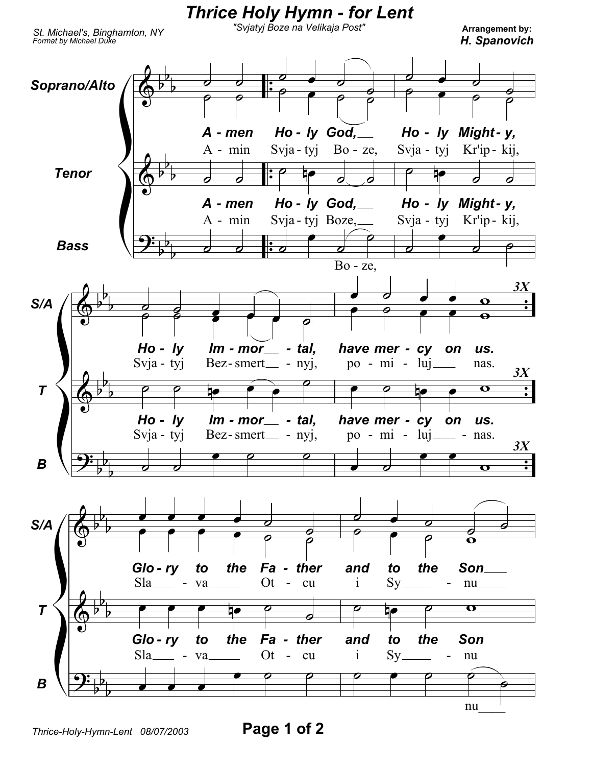# Thrice Holy Hymn - for Lent

"Svjatyj Boze na Velikaja Post"

St. Michael's, Binghamton, NY
Format by Michael Duke

Arrangement by:
**H. Spanovich**

Soprano/Alto
Tenor
Bass

*A - men Ho - ly God, Ho - ly Might - y,*
A - min Svja - tyj Bo - ze, Svja - tyj Kr'ip - kij,

*Ho - ly Im - mor - tal, have mer - cy on us.*
Svja - tyj Bez - smert - nyj, po - mi - luj nas.

3X

*Glo - ry to the Fa - ther and to the Son*
Sla - va Ot - cu i Sy - nu

Thrice-Holy-Hymn-Lent 08/07/2003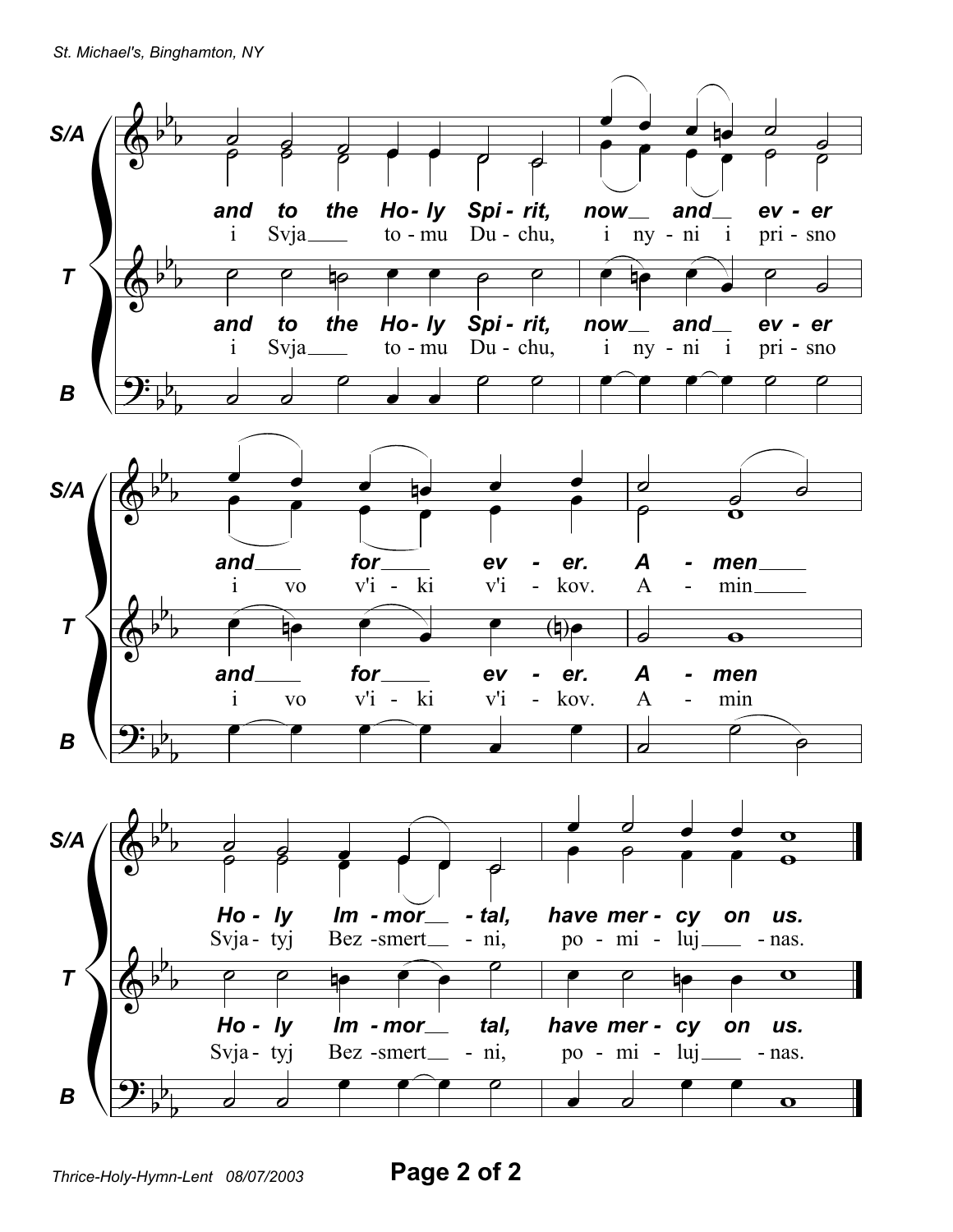S/A

and to the Ho- ly Spi - rit, now__ and__ ev - er

i Svja____ to - mu Du - chu, i ny - ni i pri - sno

T

and to the Ho- ly Spi - rit, now__ and__ ev - er

i Svja____ to - mu Du - chu, i ny - ni i pri - sno

B

S/A

and____ for____ ev - er. A - men____

i vo v'i - ki v'i - kov. A - min_____

T

and____ for____ ev - er. A - men

i vo v'i - ki v'i - kov. A - min

B

S/A

Ho - ly Im - mor__ - tal, have mer - cy on us.

Svja - tyj Bez -smert__ - ni, po - mi - luj____ - nas.

T

Ho - ly Im - mor__ tal, have mer - cy on us.

Svja - tyj Bez -smert__ - ni, po - mi - luj____ - nas.

B